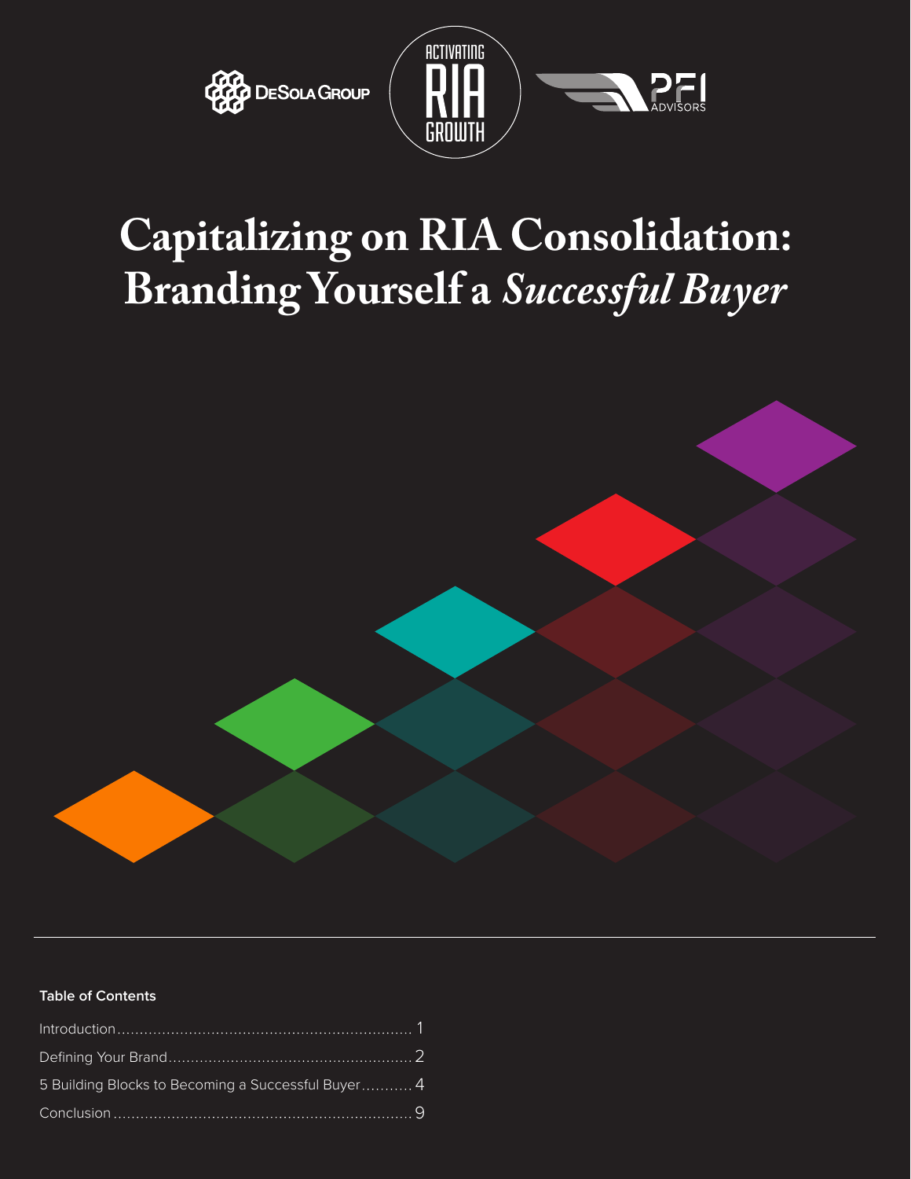# Capitalizing on RIA Consolidation: Branding Yourself a *Successful Buyer*

**Table of Contents**

Introduction ........................................................ 1

Defining Your Brand .............................................. 2

5 Building Blocks to Becoming a Successful Buyer ........... 4

Conclusion .......................................................... 9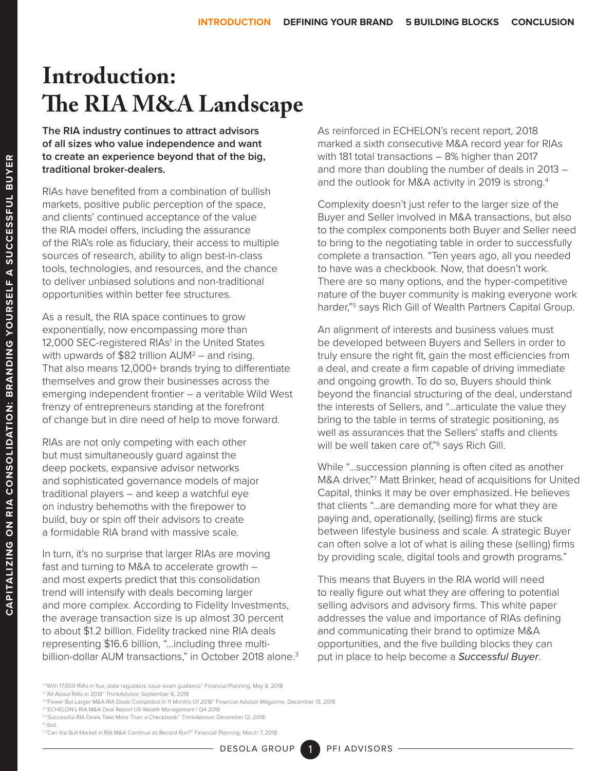# Introduction: The RIA M&A Landscape

**The RIA industry continues to attract advisors of all sizes who value independence and want to create an experience beyond that of the big, traditional broker-dealers.**

RIAs have benefited from a combination of bullish markets, positive public perception of the space, and clients' continued acceptance of the value the RIA model offers, including the assurance of the RIA's role as fiduciary, their access to multiple sources of research, ability to align best-in-class tools, technologies, and resources, and the chance to deliver unbiased solutions and non-traditional opportunities within better fee structures.

As a result, the RIA space continues to grow exponentially, now encompassing more than 12,000 SEC-registered RIAs[1] in the United States with upwards of $82 trillion AUM[2] – and rising. That also means 12,000+ brands trying to differentiate themselves and grow their businesses across the emerging independent frontier – a veritable Wild West frenzy of entrepreneurs standing at the forefront of change but in dire need of help to move forward.

RIAs are not only competing with each other but must simultaneously guard against the deep pockets, expansive advisor networks and sophisticated governance models of major traditional players – and keep a watchful eye on industry behemoths with the firepower to build, buy or spin off their advisors to create a formidable RIA brand with massive scale.

In turn, it's no surprise that larger RIAs are moving fast and turning to M&A to accelerate growth – and most experts predict that this consolidation trend will intensify with deals becoming larger and more complex. According to Fidelity Investments, the average transaction size is up almost 30 percent to about $1.2 billion. Fidelity tracked nine RIA deals representing $16.6 billion, "…including three multi-billion-dollar AUM transactions," in October 2018 alone.[3]

As reinforced in ECHELON's recent report, 2018 marked a sixth consecutive M&A record year for RIAs with 181 total transactions – 8% higher than 2017 and more than doubling the number of deals in 2013 – and the outlook for M&A activity in 2019 is strong.[4]

Complexity doesn't just refer to the larger size of the Buyer and Seller involved in M&A transactions, but also to the complex components both Buyer and Seller need to bring to the negotiating table in order to successfully complete a transaction. "Ten years ago, all you needed to have was a checkbook. Now, that doesn't work. There are so many options, and the hyper-competitive nature of the buyer community is making everyone work harder,"[5] says Rich Gill of Wealth Partners Capital Group.

An alignment of interests and business values must be developed between Buyers and Sellers in order to truly ensure the right fit, gain the most efficiencies from a deal, and create a firm capable of driving immediate and ongoing growth. To do so, Buyers should think beyond the financial structuring of the deal, understand the interests of Sellers, and "…articulate the value they bring to the table in terms of strategic positioning, as well as assurances that the Sellers' staffs and clients will be well taken care of,"[6] says Rich Gill.

While "…succession planning is often cited as another M&A driver,"[7] Matt Brinker, head of acquisitions for United Capital, thinks it may be over emphasized. He believes that clients "…are demanding more for what they are paying and, operationally, (selling) firms are stuck between lifestyle business and scale. A strategic Buyer can often solve a lot of what is ailing these (selling) firms by providing scale, digital tools and growth programs."

This means that Buyers in the RIA world will need to really figure out what they are offering to potential selling advisors and advisory firms. This white paper addresses the value and importance of RIAs defining and communicating their brand to optimize M&A opportunities, and the five building blocks they can put in place to help become a *Successful Buyer*.

[1] "With 17,000 RIAs in flux, state regulators issue exam guidance" Financial Planning, May 8, 2018
[2] "All About RIAs in 2018" ThinkAdvisor, September 6, 2018
[3] "Fewer But Larger M&A RIA Deals Completed In 11 Months Of 2018" Financial Advisor Magazine, December 13, 2018
[4] "ECHELON's RIA M&A Deal Report US Wealth Management | Q4 2018
[5] "Successful RIA Deals Take More Than a Checkbook" ThinkAdvisor, December 12, 2018
[6] Ibid.
[7] "Can the Bull Market in RIA M&A Continue its Record Run?" Financial Planning, March 7, 2018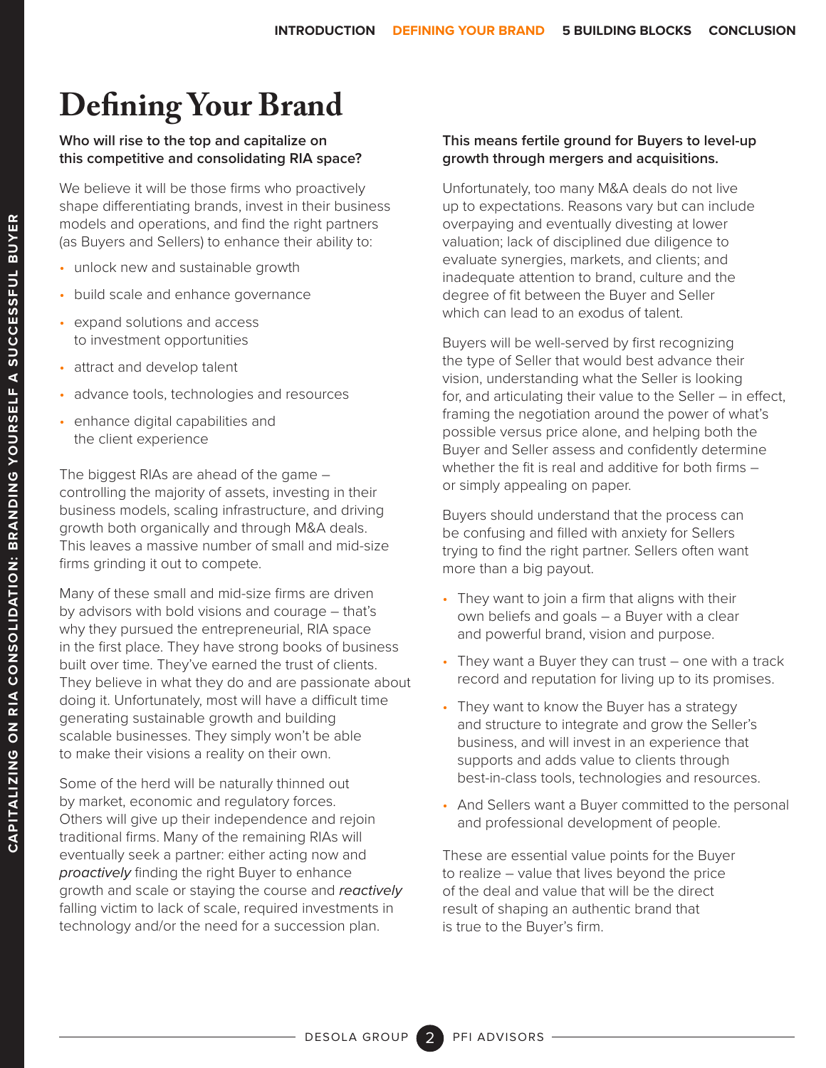# Defining Your Brand

**Who will rise to the top and capitalize on this competitive and consolidating RIA space?**

We believe it will be those firms who proactively shape differentiating brands, invest in their business models and operations, and find the right partners (as Buyers and Sellers) to enhance their ability to:

- unlock new and sustainable growth
- build scale and enhance governance
- expand solutions and access to investment opportunities
- attract and develop talent
- advance tools, technologies and resources
- enhance digital capabilities and the client experience

The biggest RIAs are ahead of the game – controlling the majority of assets, investing in their business models, scaling infrastructure, and driving growth both organically and through M&A deals. This leaves a massive number of small and mid-size firms grinding it out to compete.

Many of these small and mid-size firms are driven by advisors with bold visions and courage – that's why they pursued the entrepreneurial, RIA space in the first place. They have strong books of business built over time. They've earned the trust of clients. They believe in what they do and are passionate about doing it. Unfortunately, most will have a difficult time generating sustainable growth and building scalable businesses. They simply won't be able to make their visions a reality on their own.

Some of the herd will be naturally thinned out by market, economic and regulatory forces. Others will give up their independence and rejoin traditional firms. Many of the remaining RIAs will eventually seek a partner: either acting now and *proactively* finding the right Buyer to enhance growth and scale or staying the course and *reactively* falling victim to lack of scale, required investments in technology and/or the need for a succession plan.

**This means fertile ground for Buyers to level-up growth through mergers and acquisitions.**

Unfortunately, too many M&A deals do not live up to expectations. Reasons vary but can include overpaying and eventually divesting at lower valuation; lack of disciplined due diligence to evaluate synergies, markets, and clients; and inadequate attention to brand, culture and the degree of fit between the Buyer and Seller which can lead to an exodus of talent.

Buyers will be well-served by first recognizing the type of Seller that would best advance their vision, understanding what the Seller is looking for, and articulating their value to the Seller – in effect, framing the negotiation around the power of what's possible versus price alone, and helping both the Buyer and Seller assess and confidently determine whether the fit is real and additive for both firms – or simply appealing on paper.

Buyers should understand that the process can be confusing and filled with anxiety for Sellers trying to find the right partner. Sellers often want more than a big payout.

- They want to join a firm that aligns with their own beliefs and goals – a Buyer with a clear and powerful brand, vision and purpose.
- They want a Buyer they can trust – one with a track record and reputation for living up to its promises.
- They want to know the Buyer has a strategy and structure to integrate and grow the Seller's business, and will invest in an experience that supports and adds value to clients through best-in-class tools, technologies and resources.
- And Sellers want a Buyer committed to the personal and professional development of people.

These are essential value points for the Buyer to realize – value that lives beyond the price of the deal and value that will be the direct result of shaping an authentic brand that is true to the Buyer's firm.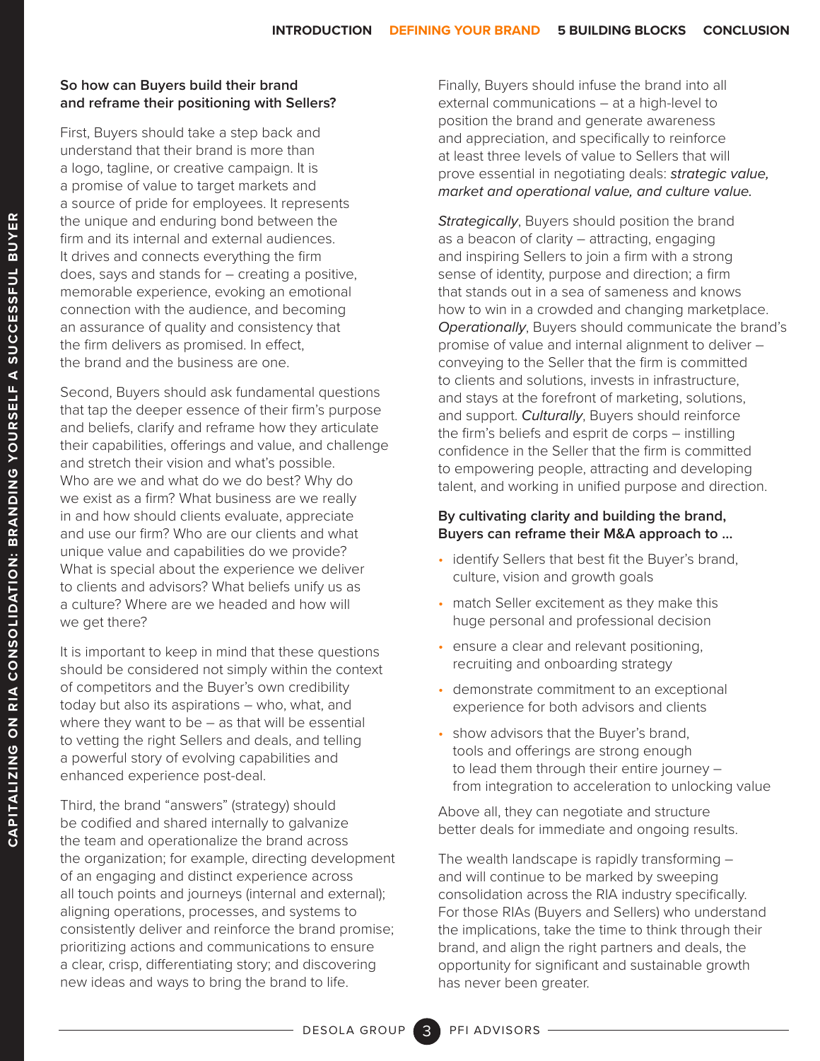### So how can Buyers build their brand and reframe their positioning with Sellers?

First, Buyers should take a step back and understand that their brand is more than a logo, tagline, or creative campaign. It is a promise of value to target markets and a source of pride for employees. It represents the unique and enduring bond between the firm and its internal and external audiences. It drives and connects everything the firm does, says and stands for – creating a positive, memorable experience, evoking an emotional connection with the audience, and becoming an assurance of quality and consistency that the firm delivers as promised. In effect, the brand and the business are one.

Second, Buyers should ask fundamental questions that tap the deeper essence of their firm's purpose and beliefs, clarify and reframe how they articulate their capabilities, offerings and value, and challenge and stretch their vision and what's possible. Who are we and what do we do best? Why do we exist as a firm? What business are we really in and how should clients evaluate, appreciate and use our firm? Who are our clients and what unique value and capabilities do we provide? What is special about the experience we deliver to clients and advisors? What beliefs unify us as a culture? Where are we headed and how will we get there?

It is important to keep in mind that these questions should be considered not simply within the context of competitors and the Buyer's own credibility today but also its aspirations – who, what, and where they want to be – as that will be essential to vetting the right Sellers and deals, and telling a powerful story of evolving capabilities and enhanced experience post-deal.

Third, the brand "answers" (strategy) should be codified and shared internally to galvanize the team and operationalize the brand across the organization; for example, directing development of an engaging and distinct experience across all touch points and journeys (internal and external); aligning operations, processes, and systems to consistently deliver and reinforce the brand promise; prioritizing actions and communications to ensure a clear, crisp, differentiating story; and discovering new ideas and ways to bring the brand to life.

Finally, Buyers should infuse the brand into all external communications – at a high-level to position the brand and generate awareness and appreciation, and specifically to reinforce at least three levels of value to Sellers that will prove essential in negotiating deals: *strategic value, market and operational value, and culture value.*

*Strategically*, Buyers should position the brand as a beacon of clarity – attracting, engaging and inspiring Sellers to join a firm with a strong sense of identity, purpose and direction; a firm that stands out in a sea of sameness and knows how to win in a crowded and changing marketplace. *Operationally*, Buyers should communicate the brand's promise of value and internal alignment to deliver – conveying to the Seller that the firm is committed to clients and solutions, invests in infrastructure, and stays at the forefront of marketing, solutions, and support. *Culturally*, Buyers should reinforce the firm's beliefs and esprit de corps – instilling confidence in the Seller that the firm is committed to empowering people, attracting and developing talent, and working in unified purpose and direction.

### By cultivating clarity and building the brand, Buyers can reframe their M&A approach to ...

- identify Sellers that best fit the Buyer's brand, culture, vision and growth goals
- match Seller excitement as they make this huge personal and professional decision
- ensure a clear and relevant positioning, recruiting and onboarding strategy
- demonstrate commitment to an exceptional experience for both advisors and clients
- show advisors that the Buyer's brand, tools and offerings are strong enough to lead them through their entire journey – from integration to acceleration to unlocking value

Above all, they can negotiate and structure better deals for immediate and ongoing results.

The wealth landscape is rapidly transforming – and will continue to be marked by sweeping consolidation across the RIA industry specifically. For those RIAs (Buyers and Sellers) who understand the implications, take the time to think through their brand, and align the right partners and deals, the opportunity for significant and sustainable growth has never been greater.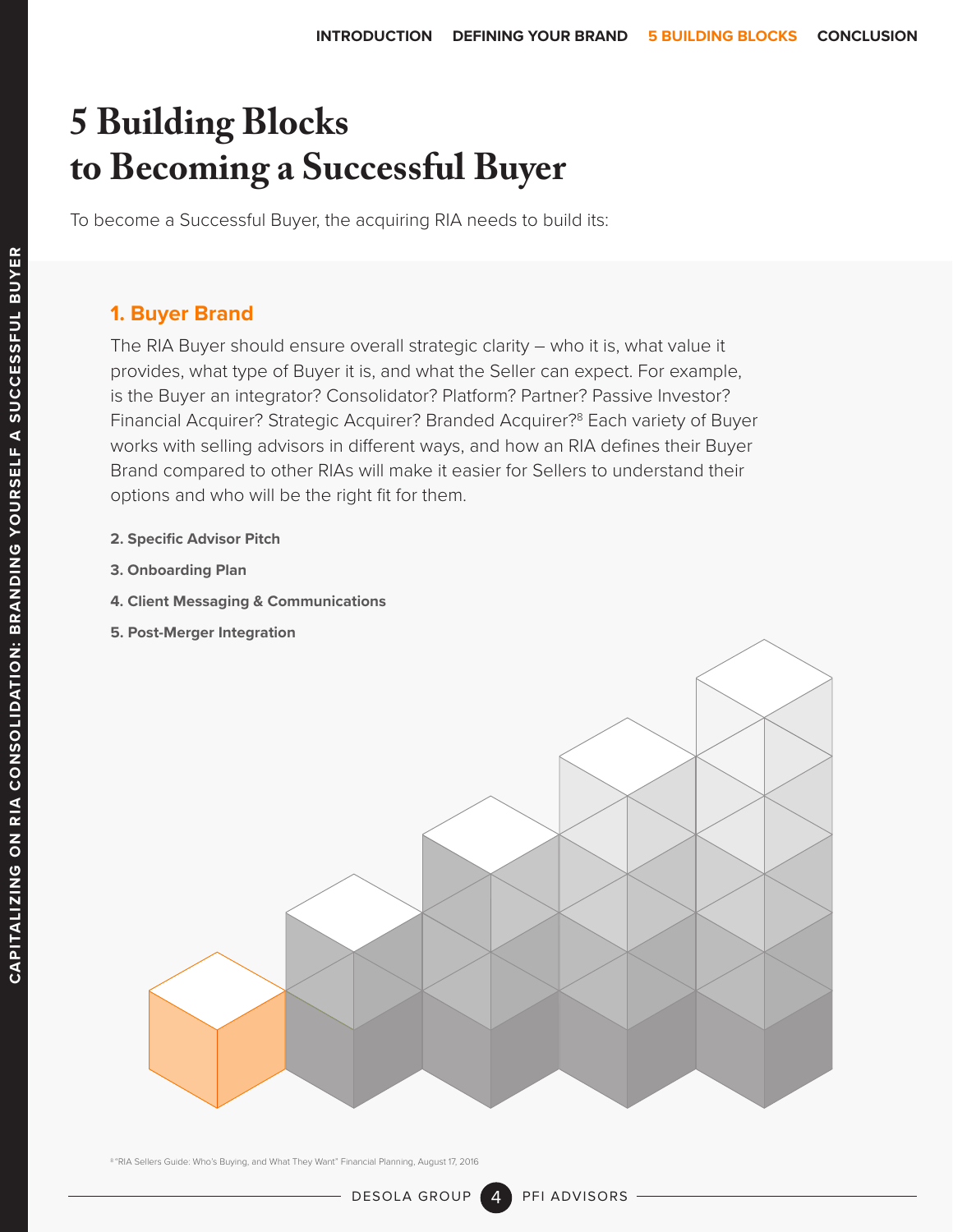# 5 Building Blocks to Becoming a Successful Buyer

To become a Successful Buyer, the acquiring RIA needs to build its:

### 1. Buyer Brand

The RIA Buyer should ensure overall strategic clarity – who it is, what value it provides, what type of Buyer it is, and what the Seller can expect. For example, is the Buyer an integrator? Consolidator? Platform? Partner? Passive Investor? Financial Acquirer? Strategic Acquirer? Branded Acquirer?[8] Each variety of Buyer works with selling advisors in different ways, and how an RIA defines their Buyer Brand compared to other RIAs will make it easier for Sellers to understand their options and who will be the right fit for them.

**2. Specific Advisor Pitch**

**3. Onboarding Plan**

**4. Client Messaging & Communications**

**5. Post-Merger Integration**

[8] "RIA Sellers Guide: Who's Buying, and What They Want" Financial Planning, August 17, 2016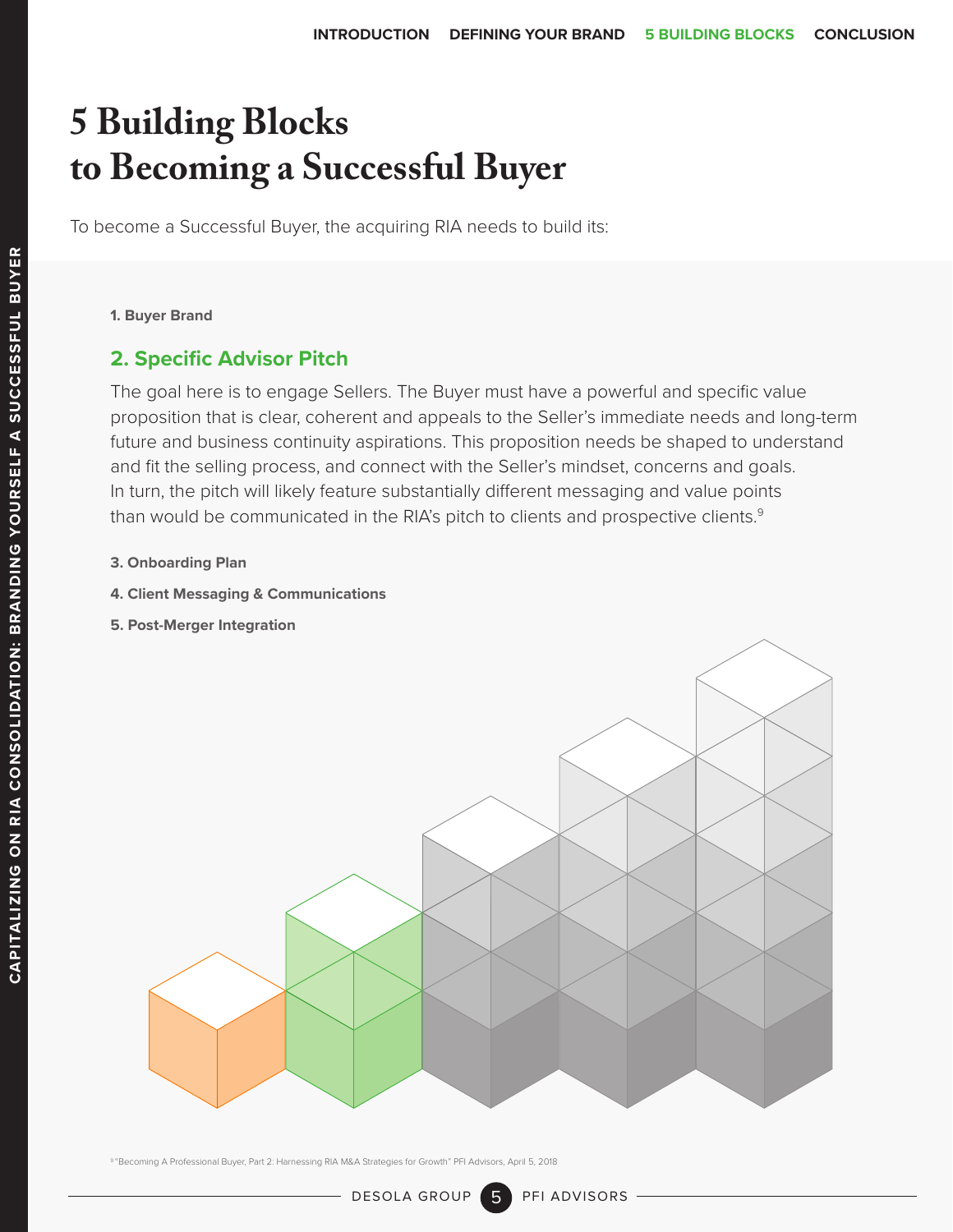# 5 Building Blocks to Becoming a Successful Buyer

To become a Successful Buyer, the acquiring RIA needs to build its:

**1. Buyer Brand**

## 2. Specific Advisor Pitch

The goal here is to engage Sellers. The Buyer must have a powerful and specific value proposition that is clear, coherent and appeals to the Seller's immediate needs and long-term future and business continuity aspirations. This proposition needs be shaped to understand and fit the selling process, and connect with the Seller's mindset, concerns and goals. In turn, the pitch will likely feature substantially different messaging and value points than would be communicated in the RIA's pitch to clients and prospective clients.[9]

**3. Onboarding Plan**

**4. Client Messaging & Communications**

**5. Post-Merger Integration**

[9] "Becoming A Professional Buyer, Part 2: Harnessing RIA M&A Strategies for Growth" PFI Advisors, April 5, 2018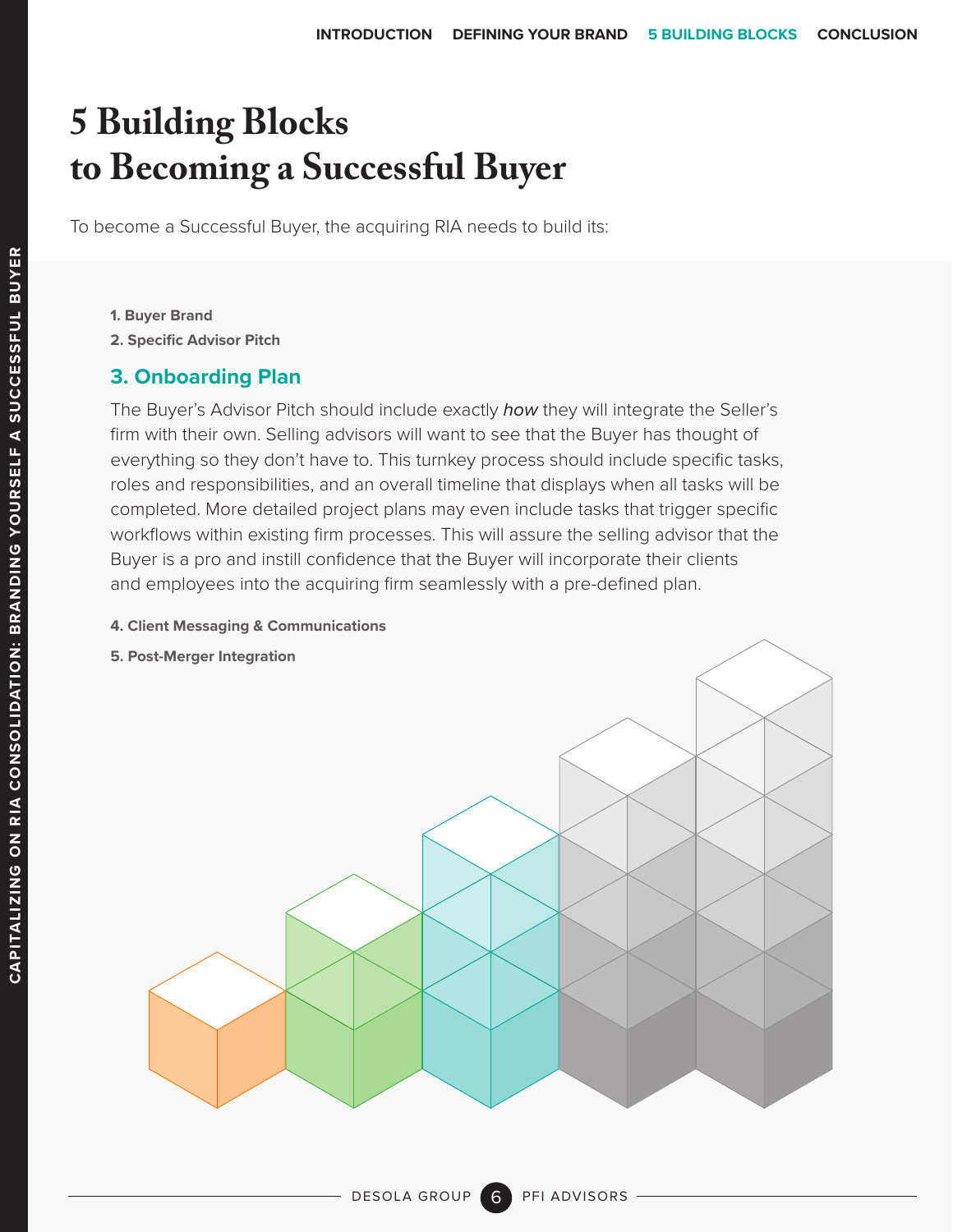# 5 Building Blocks to Becoming a Successful Buyer

To become a Successful Buyer, the acquiring RIA needs to build its:

**1. Buyer Brand**

**2. Specific Advisor Pitch**

## 3. Onboarding Plan

The Buyer's Advisor Pitch should include exactly *how* they will integrate the Seller's firm with their own. Selling advisors will want to see that the Buyer has thought of everything so they don't have to. This turnkey process should include specific tasks, roles and responsibilities, and an overall timeline that displays when all tasks will be completed. More detailed project plans may even include tasks that trigger specific workflows within existing firm processes. This will assure the selling advisor that the Buyer is a pro and instill confidence that the Buyer will incorporate their clients and employees into the acquiring firm seamlessly with a pre-defined plan.

**4. Client Messaging & Communications**

**5. Post-Merger Integration**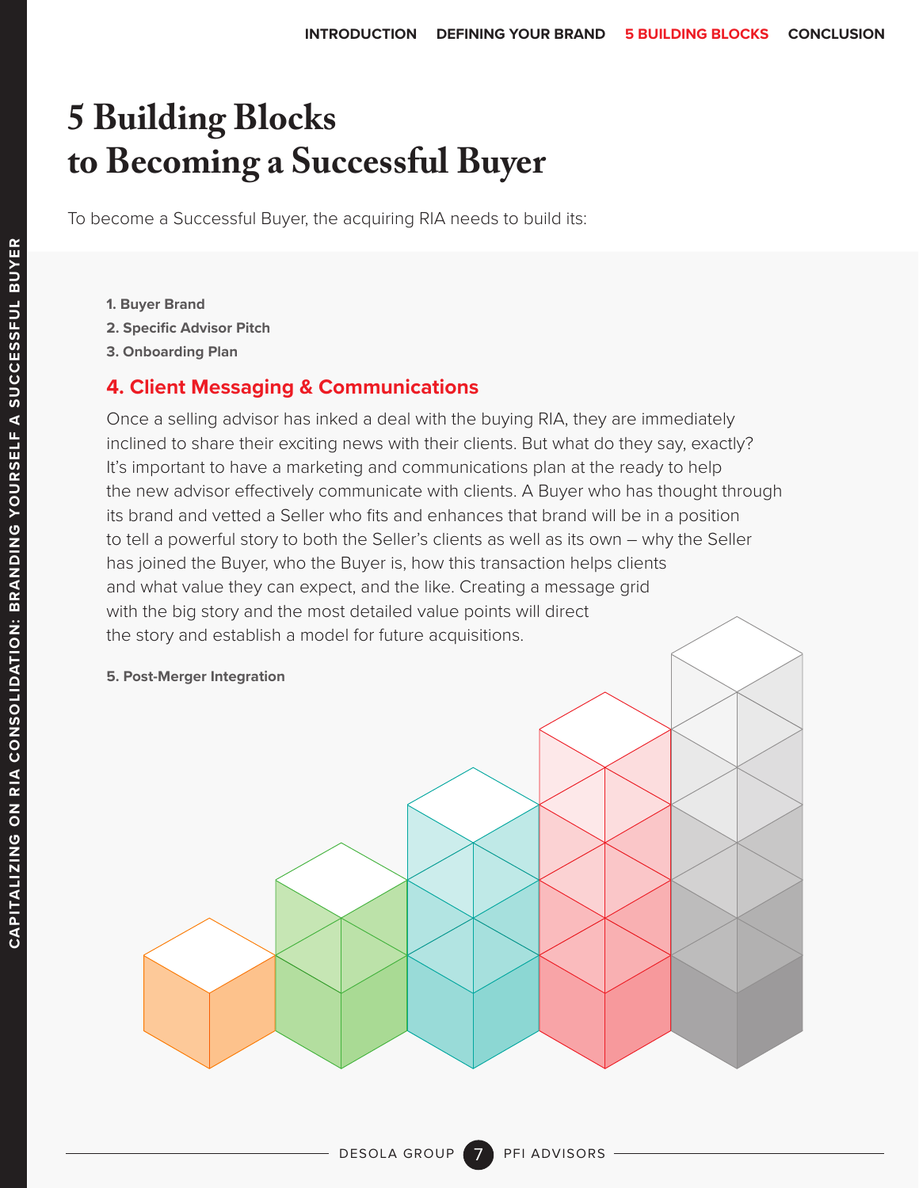# 5 Building Blocks to Becoming a Successful Buyer

To become a Successful Buyer, the acquiring RIA needs to build its:

**1. Buyer Brand**

**2. Specific Advisor Pitch**

**3. Onboarding Plan**

## 4. Client Messaging & Communications

Once a selling advisor has inked a deal with the buying RIA, they are immediately inclined to share their exciting news with their clients. But what do they say, exactly? It's important to have a marketing and communications plan at the ready to help the new advisor effectively communicate with clients. A Buyer who has thought through its brand and vetted a Seller who fits and enhances that brand will be in a position to tell a powerful story to both the Seller's clients as well as its own – why the Seller has joined the Buyer, who the Buyer is, how this transaction helps clients and what value they can expect, and the like. Creating a message grid with the big story and the most detailed value points will direct the story and establish a model for future acquisitions.

**5. Post-Merger Integration**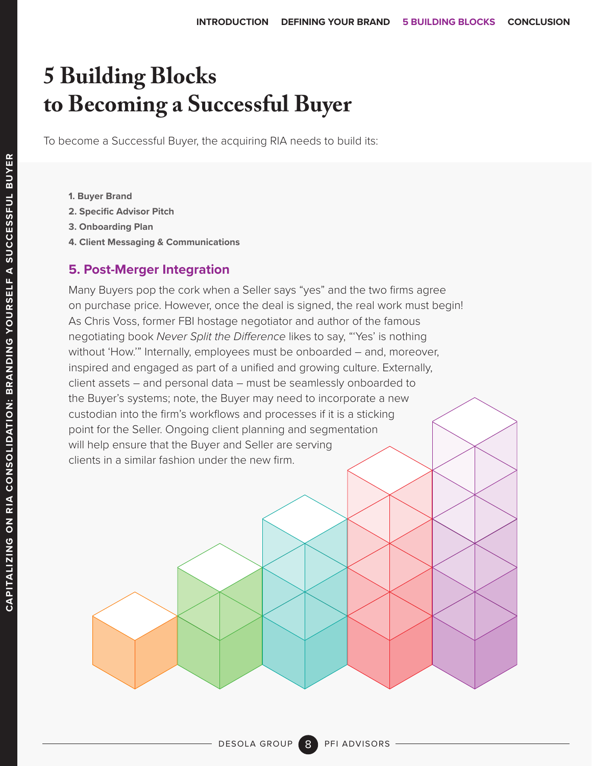# 5 Building Blocks to Becoming a Successful Buyer

To become a Successful Buyer, the acquiring RIA needs to build its:

1. **Buyer Brand**
2. **Specific Advisor Pitch**
3. **Onboarding Plan**
4. **Client Messaging & Communications**

## 5. Post-Merger Integration

Many Buyers pop the cork when a Seller says "yes" and the two firms agree on purchase price. However, once the deal is signed, the real work must begin! As Chris Voss, former FBI hostage negotiator and author of the famous negotiating book *Never Split the Difference* likes to say, "'Yes' is nothing without 'How.'" Internally, employees must be onboarded – and, moreover, inspired and engaged as part of a unified and growing culture. Externally, client assets – and personal data – must be seamlessly onboarded to the Buyer's systems; note, the Buyer may need to incorporate a new custodian into the firm's workflows and processes if it is a sticking point for the Seller. Ongoing client planning and segmentation will help ensure that the Buyer and Seller are serving clients in a similar fashion under the new firm.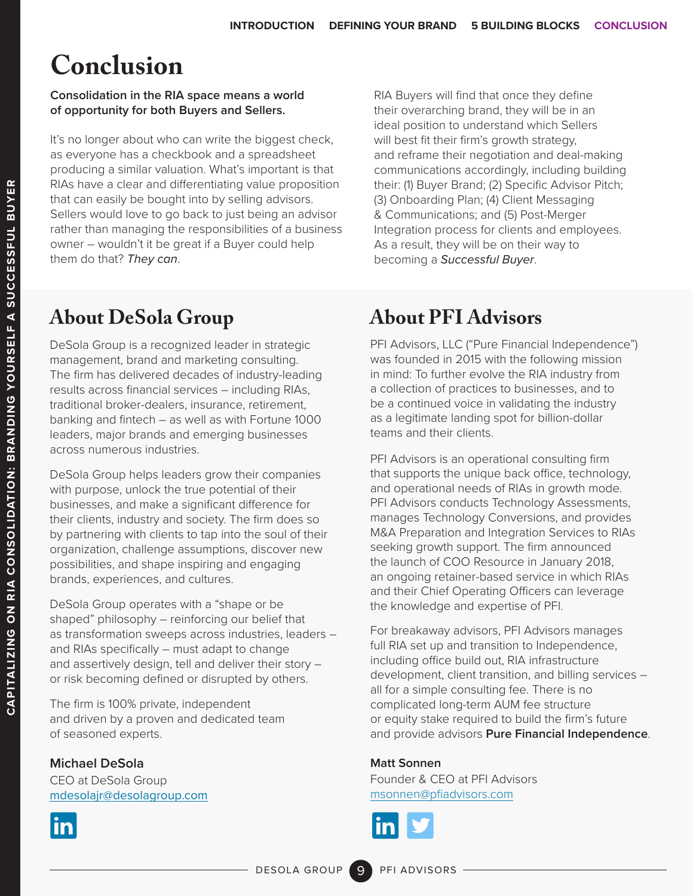# Conclusion

**Consolidation in the RIA space means a world of opportunity for both Buyers and Sellers.**

It's no longer about who can write the biggest check, as everyone has a checkbook and a spreadsheet producing a similar valuation. What's important is that RIAs have a clear and differentiating value proposition that can easily be bought into by selling advisors. Sellers would love to go back to just being an advisor rather than managing the responsibilities of a business owner – wouldn't it be great if a Buyer could help them do that? *They can*.

RIA Buyers will find that once they define their overarching brand, they will be in an ideal position to understand which Sellers will best fit their firm's growth strategy, and reframe their negotiation and deal-making communications accordingly, including building their: (1) Buyer Brand; (2) Specific Advisor Pitch; (3) Onboarding Plan; (4) Client Messaging & Communications; and (5) Post-Merger Integration process for clients and employees. As a result, they will be on their way to becoming a *Successful Buyer*.

## About DeSola Group

DeSola Group is a recognized leader in strategic management, brand and marketing consulting. The firm has delivered decades of industry-leading results across financial services – including RIAs, traditional broker-dealers, insurance, retirement, banking and fintech – as well as with Fortune 1000 leaders, major brands and emerging businesses across numerous industries.

DeSola Group helps leaders grow their companies with purpose, unlock the true potential of their businesses, and make a significant difference for their clients, industry and society. The firm does so by partnering with clients to tap into the soul of their organization, challenge assumptions, discover new possibilities, and shape inspiring and engaging brands, experiences, and cultures.

DeSola Group operates with a "shape or be shaped" philosophy – reinforcing our belief that as transformation sweeps across industries, leaders – and RIAs specifically – must adapt to change and assertively design, tell and deliver their story – or risk becoming defined or disrupted by others.

The firm is 100% private, independent and driven by a proven and dedicated team of seasoned experts.

**Michael DeSola**
CEO at DeSola Group
mdesolajr@desolagroup.com

## About PFI Advisors

PFI Advisors, LLC ("Pure Financial Independence") was founded in 2015 with the following mission in mind: To further evolve the RIA industry from a collection of practices to businesses, and to be a continued voice in validating the industry as a legitimate landing spot for billion-dollar teams and their clients.

PFI Advisors is an operational consulting firm that supports the unique back office, technology, and operational needs of RIAs in growth mode. PFI Advisors conducts Technology Assessments, manages Technology Conversions, and provides M&A Preparation and Integration Services to RIAs seeking growth support. The firm announced the launch of COO Resource in January 2018, an ongoing retainer-based service in which RIAs and their Chief Operating Officers can leverage the knowledge and expertise of PFI.

For breakaway advisors, PFI Advisors manages full RIA set up and transition to Independence, including office build out, RIA infrastructure development, client transition, and billing services – all for a simple consulting fee. There is no complicated long-term AUM fee structure or equity stake required to build the firm's future and provide advisors **Pure Financial Independence**.

**Matt Sonnen**
Founder & CEO at PFI Advisors
msonnen@pfiadvisors.com